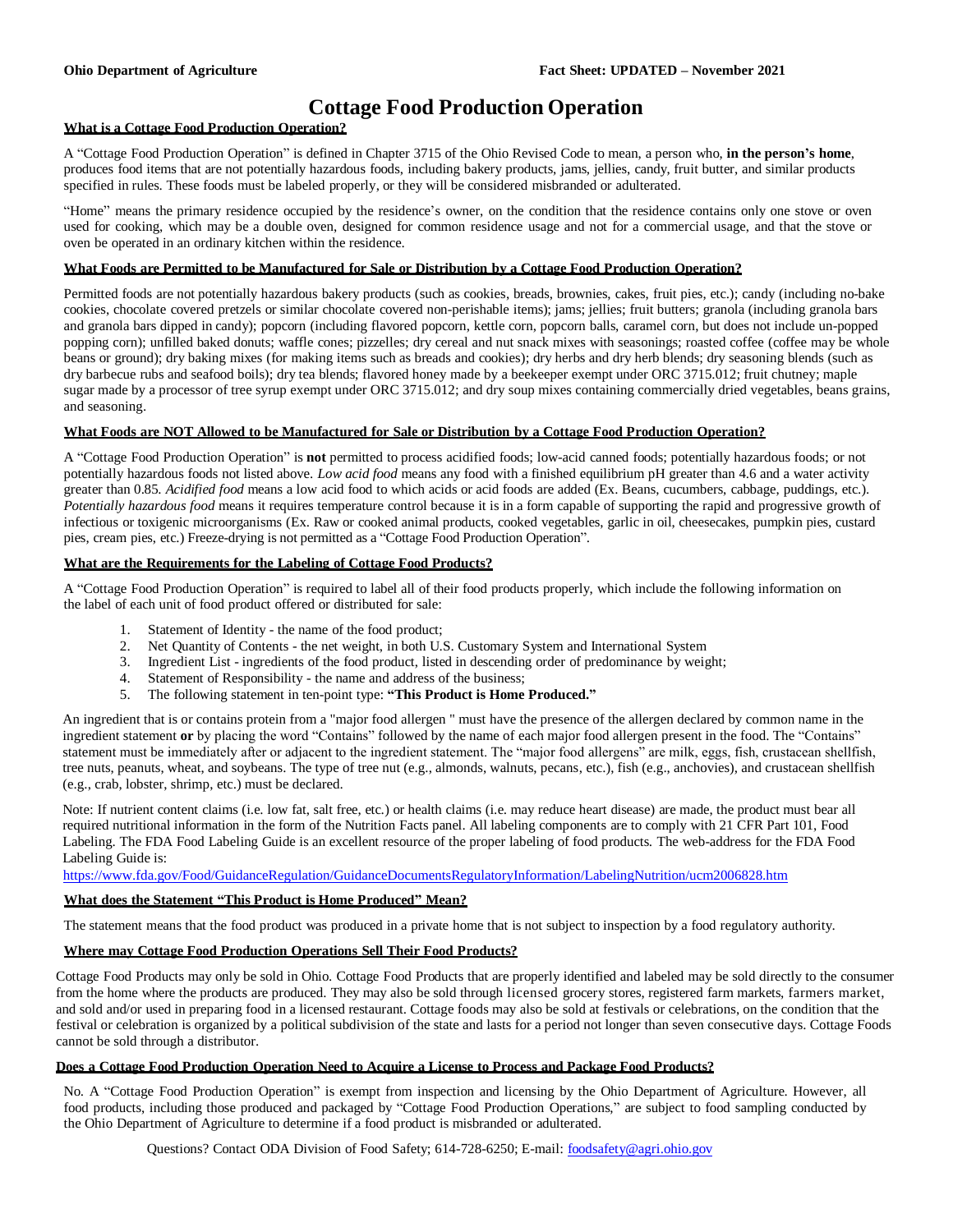Ohio Department of Agriculture    Fact Sheet: UPDATED – November 2021

# Cottage Food Production Operation

## What is a Cottage Food Production Operation?

A "Cottage Food Production Operation" is defined in Chapter 3715 of the Ohio Revised Code to mean, a person who, **in the person's home**, produces food items that are not potentially hazardous foods, including bakery products, jams, jellies, candy, fruit butter, and similar products specified in rules. These foods must be labeled properly, or they will be considered misbranded or adulterated.

"Home" means the primary residence occupied by the residence's owner, on the condition that the residence contains only one stove or oven used for cooking, which may be a double oven, designed for common residence usage and not for a commercial usage, and that the stove or oven be operated in an ordinary kitchen within the residence.

## What Foods are Permitted to be Manufactured for Sale or Distribution by a Cottage Food Production Operation?

Permitted foods are not potentially hazardous bakery products (such as cookies, breads, brownies, cakes, fruit pies, etc.); candy (including no-bake cookies, chocolate covered pretzels or similar chocolate covered non-perishable items); jams; jellies; fruit butters; granola (including granola bars and granola bars dipped in candy); popcorn (including flavored popcorn, kettle corn, popcorn balls, caramel corn, but does not include un-popped popping corn); unfilled baked donuts; waffle cones; pizzelles; dry cereal and nut snack mixes with seasonings; roasted coffee (coffee may be whole beans or ground); dry baking mixes (for making items such as breads and cookies); dry herbs and dry herb blends; dry seasoning blends (such as dry barbecue rubs and seafood boils); dry tea blends; flavored honey made by a beekeeper exempt under ORC 3715.012; fruit chutney; maple sugar made by a processor of tree syrup exempt under ORC 3715.012; and dry soup mixes containing commercially dried vegetables, beans grains, and seasoning.

## What Foods are NOT Allowed to be Manufactured for Sale or Distribution by a Cottage Food Production Operation?

A "Cottage Food Production Operation" is **not** permitted to process acidified foods; low-acid canned foods; potentially hazardous foods; or not potentially hazardous foods not listed above. *Low acid food* means any food with a finished equilibrium pH greater than 4.6 and a water activity greater than 0.85. *Acidified food* means a low acid food to which acids or acid foods are added (Ex. Beans, cucumbers, cabbage, puddings, etc.). *Potentially hazardous food* means it requires temperature control because it is in a form capable of supporting the rapid and progressive growth of infectious or toxigenic microorganisms (Ex. Raw or cooked animal products, cooked vegetables, garlic in oil, cheesecakes, pumpkin pies, custard pies, cream pies, etc.) Freeze-drying is not permitted as a "Cottage Food Production Operation".

## What are the Requirements for the Labeling of Cottage Food Products?

A "Cottage Food Production Operation" is required to label all of their food products properly, which include the following information on the label of each unit of food product offered or distributed for sale:

1. Statement of Identity - the name of the food product;
2. Net Quantity of Contents - the net weight, in both U.S. Customary System and International System
3. Ingredient List - ingredients of the food product, listed in descending order of predominance by weight;
4. Statement of Responsibility - the name and address of the business;
5. The following statement in ten-point type: **"This Product is Home Produced."**

An ingredient that is or contains protein from a "major food allergen " must have the presence of the allergen declared by common name in the ingredient statement **or** by placing the word "Contains" followed by the name of each major food allergen present in the food. The "Contains" statement must be immediately after or adjacent to the ingredient statement. The "major food allergens" are milk, eggs, fish, crustacean shellfish, tree nuts, peanuts, wheat, and soybeans. The type of tree nut (e.g., almonds, walnuts, pecans, etc.), fish (e.g., anchovies), and crustacean shellfish (e.g., crab, lobster, shrimp, etc.) must be declared.

Note: If nutrient content claims (i.e. low fat, salt free, etc.) or health claims (i.e. may reduce heart disease) are made, the product must bear all required nutritional information in the form of the Nutrition Facts panel. All labeling components are to comply with 21 CFR Part 101, Food Labeling. The FDA Food Labeling Guide is an excellent resource of the proper labeling of food products. The web-address for the FDA Food Labeling Guide is:
https://www.fda.gov/Food/GuidanceRegulation/GuidanceDocumentsRegulatoryInformation/LabelingNutrition/ucm2006828.htm

## What does the Statement "This Product is Home Produced" Mean?

The statement means that the food product was produced in a private home that is not subject to inspection by a food regulatory authority.

## Where may Cottage Food Production Operations Sell Their Food Products?

Cottage Food Products may only be sold in Ohio. Cottage Food Products that are properly identified and labeled may be sold directly to the consumer from the home where the products are produced. They may also be sold through licensed grocery stores, registered farm markets, farmers market, and sold and/or used in preparing food in a licensed restaurant. Cottage foods may also be sold at festivals or celebrations, on the condition that the festival or celebration is organized by a political subdivision of the state and lasts for a period not longer than seven consecutive days. Cottage Foods cannot be sold through a distributor.

## Does a Cottage Food Production Operation Need to Acquire a License to Process and Package Food Products?

No. A "Cottage Food Production Operation" is exempt from inspection and licensing by the Ohio Department of Agriculture. However, all food products, including those produced and packaged by "Cottage Food Production Operations," are subject to food sampling conducted by the Ohio Department of Agriculture to determine if a food product is misbranded or adulterated.

Questions? Contact ODA Division of Food Safety; 614-728-6250; E-mail: foodsafety@agri.ohio.gov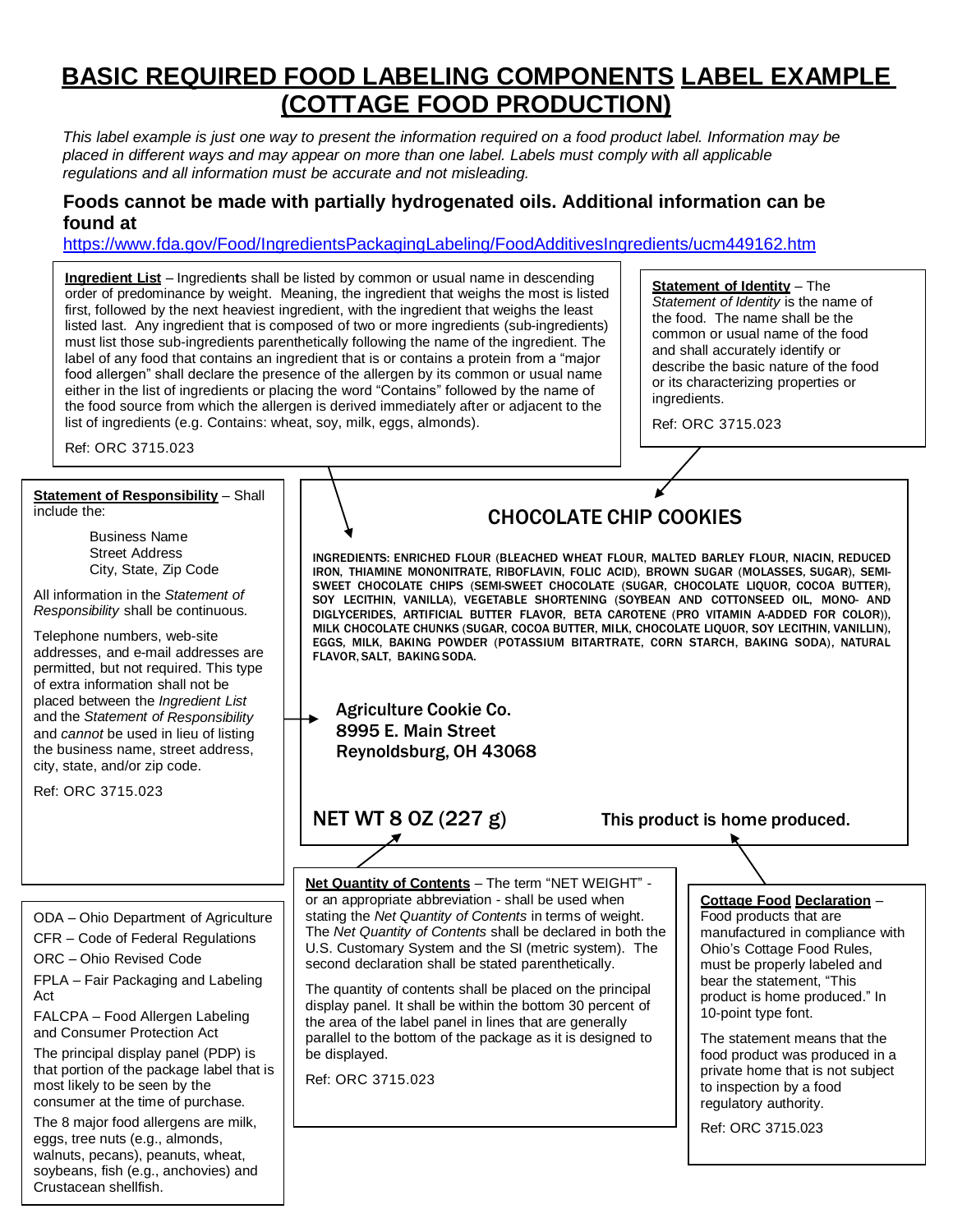# BASIC REQUIRED FOOD LABELING COMPONENTS LABEL EXAMPLE (COTTAGE FOOD PRODUCTION)

*This label example is just one way to present the information required on a food product label. Information may be placed in different ways and may appear on more than one label. Labels must comply with all applicable regulations and all information must be accurate and not misleading.*

**Foods cannot be made with partially hydrogenated oils. Additional information can be found at**

https://www.fda.gov/Food/IngredientsPackagingLabeling/FoodAdditivesIngredients/ucm449162.htm

**Ingredient List** – Ingredients shall be listed by common or usual name in descending order of predominance by weight. Meaning, the ingredient that weighs the most is listed first, followed by the next heaviest ingredient, with the ingredient that weighs the least listed last. Any ingredient that is composed of two or more ingredients (sub-ingredients) must list those sub-ingredients parenthetically following the name of the ingredient. The label of any food that contains an ingredient that is or contains a protein from a "major food allergen" shall declare the presence of the allergen by its common or usual name either in the list of ingredients or placing the word "Contains" followed by the name of the food source from which the allergen is derived immediately after or adjacent to the list of ingredients (e.g. Contains: wheat, soy, milk, eggs, almonds).

Ref: ORC 3715.023

**Statement of Identity** – The *Statement of Identity* is the name of the food. The name shall be the common or usual name of the food and shall accurately identify or describe the basic nature of the food or its characterizing properties or ingredients.

Ref: ORC 3715.023

**Statement of Responsibility** – Shall include the:

Business Name
Street Address
City, State, Zip Code

All information in the *Statement of Responsibility* shall be continuous.

Telephone numbers, web-site addresses, and e-mail addresses are permitted, but not required. This type of extra information shall not be placed between the *Ingredient List* and the *Statement of Responsibility* and *cannot* be used in lieu of listing the business name, street address, city, state, and/or zip code.

Ref: ORC 3715.023

---

**CHOCOLATE CHIP COOKIES**

INGREDIENTS: ENRICHED FLOUR (BLEACHED WHEAT FLOUR, MALTED BARLEY FLOUR, NIACIN, REDUCED IRON, THIAMINE MONONITRATE, RIBOFLAVIN, FOLIC ACID), BROWN SUGAR (MOLASSES, SUGAR), SEMI-SWEET CHOCOLATE CHIPS (SEMI-SWEET CHOCOLATE (SUGAR, CHOCOLATE LIQUOR, COCOA BUTTER), SOY LECITHIN, VANILLA), VEGETABLE SHORTENING (SOYBEAN AND COTTONSEED OIL, MONO- AND DIGLYCERIDES, ARTIFICIAL BUTTER FLAVOR, BETA CAROTENE (PRO VITAMIN A-ADDED FOR COLOR)), MILK CHOCOLATE CHUNKS (SUGAR, COCOA BUTTER, MILK, CHOCOLATE LIQUOR, SOY LECITHIN, VANILLIN), EGGS, MILK, BAKING POWDER (POTASSIUM BITARTRATE, CORN STARCH, BAKING SODA), NATURAL FLAVOR, SALT, BAKING SODA.

Agriculture Cookie Co.
8995 E. Main Street
Reynoldsburg, OH 43068

NET WT 8 OZ (227 g)

This product is home produced.

---

**Net Quantity of Contents** – The term "NET WEIGHT" - or an appropriate abbreviation - shall be used when stating the *Net Quantity of Contents* in terms of weight. The *Net Quantity of Contents* shall be declared in both the U.S. Customary System and the SI (metric system). The second declaration shall be stated parenthetically.

The quantity of contents shall be placed on the principal display panel. It shall be within the bottom 30 percent of the area of the label panel in lines that are generally parallel to the bottom of the package as it is designed to be displayed.

Ref: ORC 3715.023

**Cottage Food Declaration** – Food products that are manufactured in compliance with Ohio's Cottage Food Rules, must be properly labeled and bear the statement, "This product is home produced." In 10-point type font.

The statement means that the food product was produced in a private home that is not subject to inspection by a food regulatory authority.

Ref: ORC 3715.023

ODA – Ohio Department of Agriculture

CFR – Code of Federal Regulations

ORC – Ohio Revised Code

FPLA – Fair Packaging and Labeling Act

FALCPA – Food Allergen Labeling and Consumer Protection Act

The principal display panel (PDP) is that portion of the package label that is most likely to be seen by the consumer at the time of purchase.

The 8 major food allergens are milk, eggs, tree nuts (e.g., almonds, walnuts, pecans), peanuts, wheat, soybeans, fish (e.g., anchovies) and Crustacean shellfish.